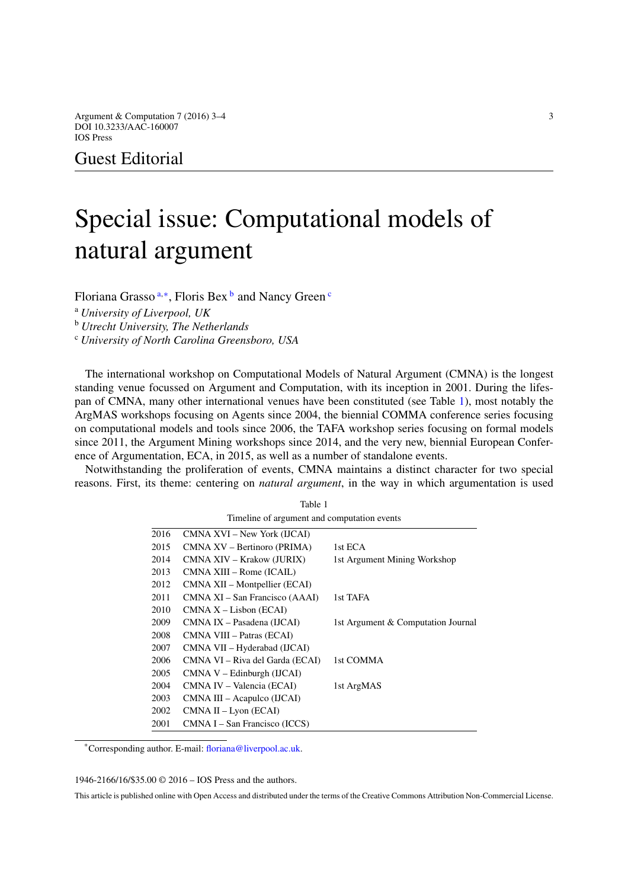Guest Editorial

# Special issue: Computational models of natural argument

Floriana Grasso [a,*], Floris Bex [b] and Nancy Green [c]

[a] *University of Liverpool, UK*
[b] *Utrecht University, The Netherlands*
[c] *University of North Carolina Greensboro, USA*

The international workshop on Computational Models of Natural Argument (CMNA) is the longest standing venue focussed on Argument and Computation, with its inception in 2001. During the lifespan of CMNA, many other international venues have been constituted (see Table 1), most notably the ArgMAS workshops focusing on Agents since 2004, the biennial COMMA conference series focusing on computational models and tools since 2006, the TAFA workshop series focusing on formal models since 2011, the Argument Mining workshops since 2014, and the very new, biennial European Conference of Argumentation, ECA, in 2015, as well as a number of standalone events.

Notwithstanding the proliferation of events, CMNA maintains a distinct character for two special reasons. First, its theme: centering on *natural argument*, in the way in which argumentation is used

Table 1

Timeline of argument and computation events

| | | |
|---|---|---|
| 2016 | CMNA XVI – New York (IJCAI) | |
| 2015 | CMNA XV – Bertinoro (PRIMA) | 1st ECA |
| 2014 | CMNA XIV – Krakow (JURIX) | 1st Argument Mining Workshop |
| 2013 | CMNA XIII – Rome (ICAIL) | |
| 2012 | CMNA XII – Montpellier (ECAI) | |
| 2011 | CMNA XI – San Francisco (AAAI) | 1st TAFA |
| 2010 | CMNA X – Lisbon (ECAI) | |
| 2009 | CMNA IX – Pasadena (IJCAI) | 1st Argument & Computation Journal |
| 2008 | CMNA VIII – Patras (ECAI) | |
| 2007 | CMNA VII – Hyderabad (IJCAI) | |
| 2006 | CMNA VI – Riva del Garda (ECAI) | 1st COMMA |
| 2005 | CMNA V – Edinburgh (IJCAI) | |
| 2004 | CMNA IV – Valencia (ECAI) | 1st ArgMAS |
| 2003 | CMNA III – Acapulco (IJCAI) | |
| 2002 | CMNA II – Lyon (ECAI) | |
| 2001 | CMNA I – San Francisco (ICCS) | |

*Corresponding author. E-mail: floriana@liverpool.ac.uk.

1946-2166/16/$35.00 © 2016 – IOS Press and the authors.

This article is published online with Open Access and distributed under the terms of the Creative Commons Attribution Non-Commercial License.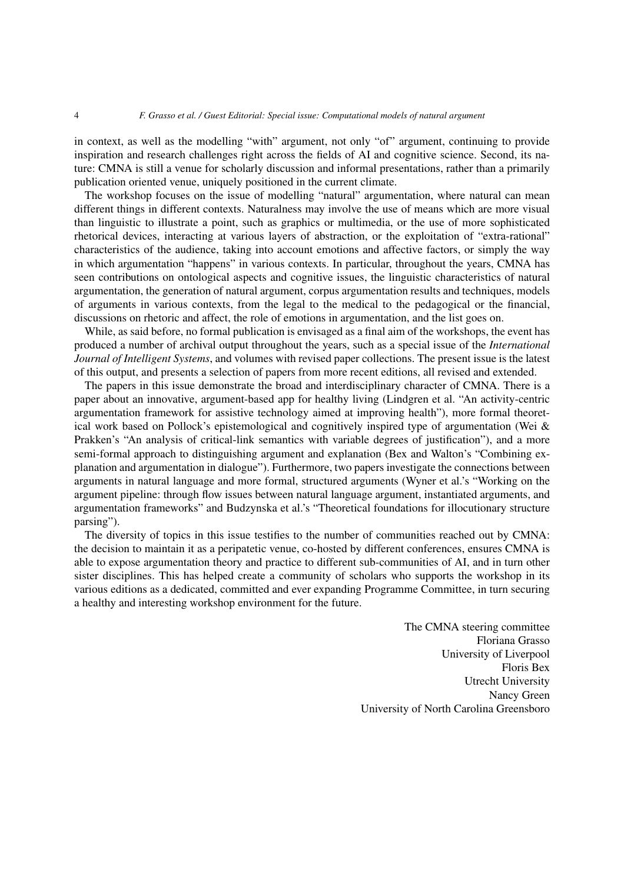in context, as well as the modelling "with" argument, not only "of" argument, continuing to provide inspiration and research challenges right across the fields of AI and cognitive science. Second, its nature: CMNA is still a venue for scholarly discussion and informal presentations, rather than a primarily publication oriented venue, uniquely positioned in the current climate.

The workshop focuses on the issue of modelling "natural" argumentation, where natural can mean different things in different contexts. Naturalness may involve the use of means which are more visual than linguistic to illustrate a point, such as graphics or multimedia, or the use of more sophisticated rhetorical devices, interacting at various layers of abstraction, or the exploitation of "extra-rational" characteristics of the audience, taking into account emotions and affective factors, or simply the way in which argumentation "happens" in various contexts. In particular, throughout the years, CMNA has seen contributions on ontological aspects and cognitive issues, the linguistic characteristics of natural argumentation, the generation of natural argument, corpus argumentation results and techniques, models of arguments in various contexts, from the legal to the medical to the pedagogical or the financial, discussions on rhetoric and affect, the role of emotions in argumentation, and the list goes on.

While, as said before, no formal publication is envisaged as a final aim of the workshops, the event has produced a number of archival output throughout the years, such as a special issue of the *International Journal of Intelligent Systems*, and volumes with revised paper collections. The present issue is the latest of this output, and presents a selection of papers from more recent editions, all revised and extended.

The papers in this issue demonstrate the broad and interdisciplinary character of CMNA. There is a paper about an innovative, argument-based app for healthy living (Lindgren et al. "An activity-centric argumentation framework for assistive technology aimed at improving health"), more formal theoretical work based on Pollock's epistemological and cognitively inspired type of argumentation (Wei & Prakken's "An analysis of critical-link semantics with variable degrees of justification"), and a more semi-formal approach to distinguishing argument and explanation (Bex and Walton's "Combining explanation and argumentation in dialogue"). Furthermore, two papers investigate the connections between arguments in natural language and more formal, structured arguments (Wyner et al.'s "Working on the argument pipeline: through flow issues between natural language argument, instantiated arguments, and argumentation frameworks" and Budzynska et al.'s "Theoretical foundations for illocutionary structure parsing").

The diversity of topics in this issue testifies to the number of communities reached out by CMNA: the decision to maintain it as a peripatetic venue, co-hosted by different conferences, ensures CMNA is able to expose argumentation theory and practice to different sub-communities of AI, and in turn other sister disciplines. This has helped create a community of scholars who supports the workshop in its various editions as a dedicated, committed and ever expanding Programme Committee, in turn securing a healthy and interesting workshop environment for the future.

The CMNA steering committee  
Floriana Grasso  
University of Liverpool  
Floris Bex  
Utrecht University  
Nancy Green  
University of North Carolina Greensboro